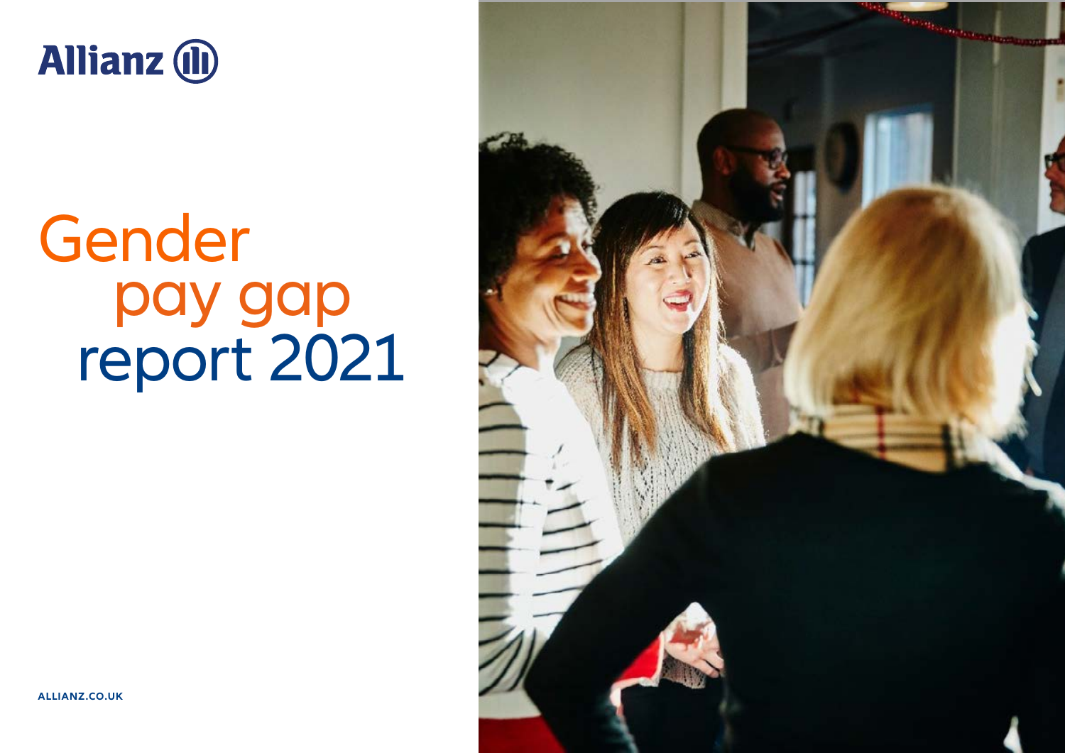Allianz

# Gender pay gap report 2021

ALLIANZ.CO.UK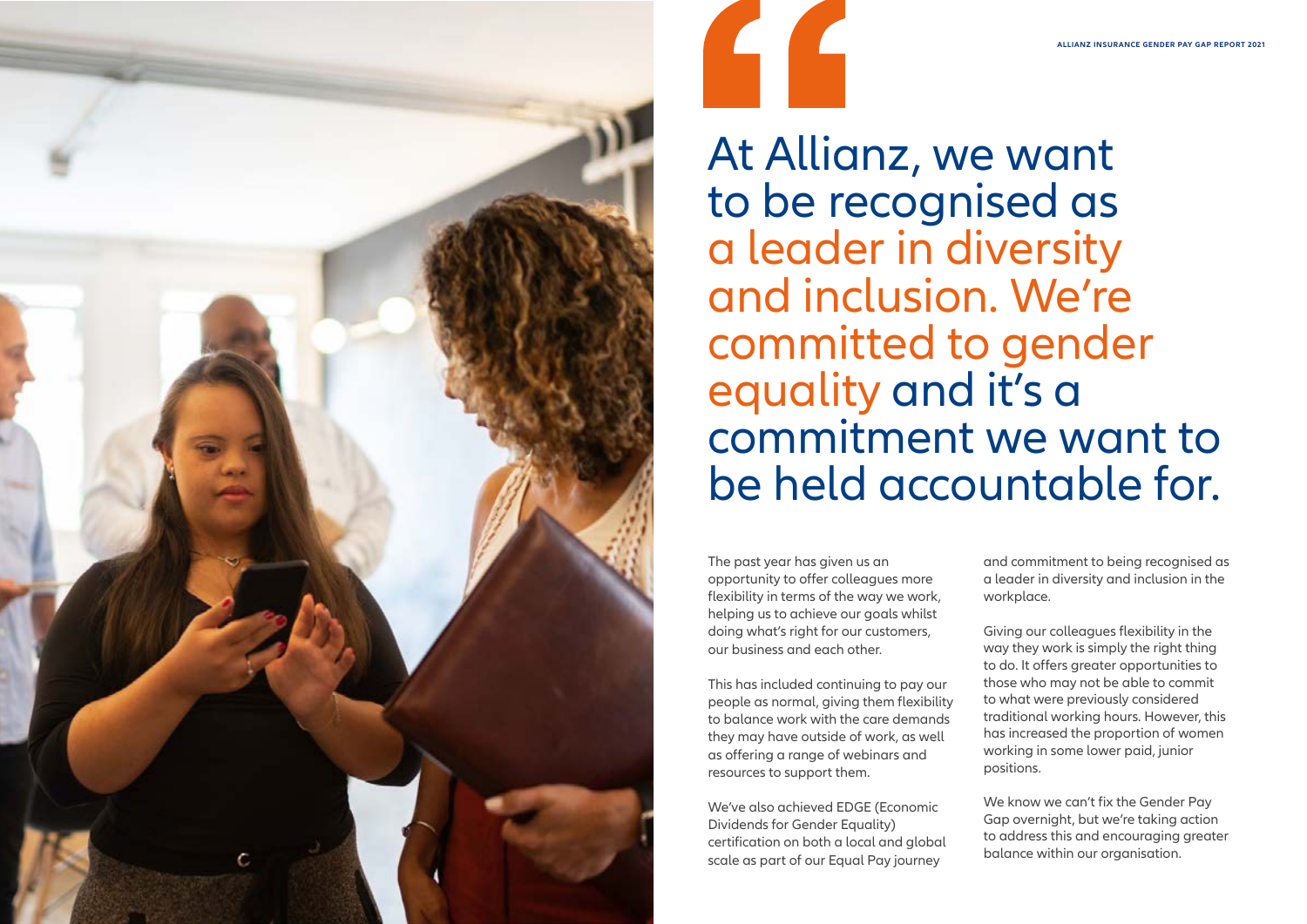> At Allianz, we want to be recognised as a leader in diversity and inclusion. We're committed to gender equality and it's a commitment we want to be held accountable for.

The past year has given us an opportunity to offer colleagues more flexibility in terms of the way we work, helping us to achieve our goals whilst doing what's right for our customers, our business and each other.

This has included continuing to pay our people as normal, giving them flexibility to balance work with the care demands they may have outside of work, as well as offering a range of webinars and resources to support them.

We've also achieved EDGE (Economic Dividends for Gender Equality) certification on both a local and global scale as part of our Equal Pay journey and commitment to being recognised as a leader in diversity and inclusion in the workplace.

Giving our colleagues flexibility in the way they work is simply the right thing to do. It offers greater opportunities to those who may not be able to commit to what were previously considered traditional working hours. However, this has increased the proportion of women working in some lower paid, junior positions.

We know we can't fix the Gender Pay Gap overnight, but we're taking action to address this and encouraging greater balance within our organisation.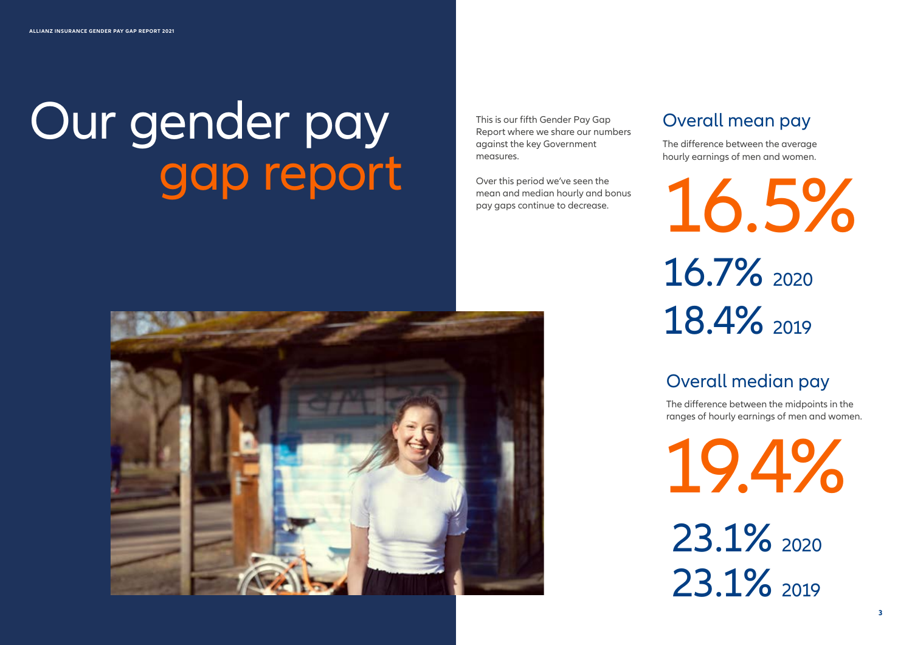# Our gender pay gap report

This is our fifth Gender Pay Gap Report where we share our numbers against the key Government measures.

Over this period we've seen the mean and median hourly and bonus pay gaps continue to decrease.

## Overall mean pay

The difference between the average hourly earnings of men and women.

**16.5%**

16.7% 2020

18.4% 2019

## Overall median pay

The difference between the midpoints in the ranges of hourly earnings of men and women.

**19.4%**

23.1% 2020

23.1% 2019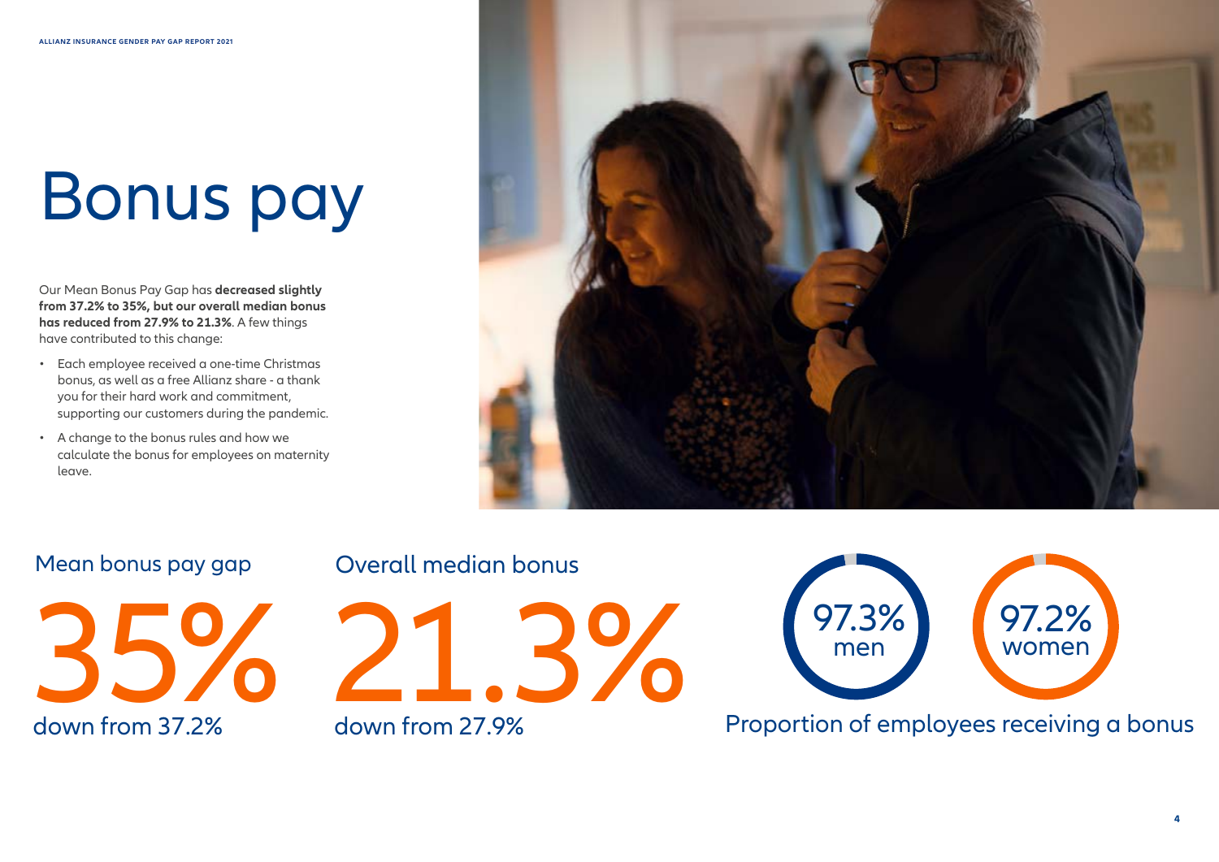# Bonus pay

Our Mean Bonus Pay Gap has **decreased slightly from 37.2% to 35%, but our overall median bonus has reduced from 27.9% to 21.3%**. A few things have contributed to this change:

- Each employee received a one-time Christmas bonus, as well as a free Allianz share - a thank you for their hard work and commitment, supporting our customers during the pandemic.
- A change to the bonus rules and how we calculate the bonus for employees on maternity leave.

## Mean bonus pay gap

**35%**

down from 37.2%

## Overall median bonus

**21.3%**

down from 27.9%

## Proportion of employees receiving a bonus

**97.3%** men

**97.2%** women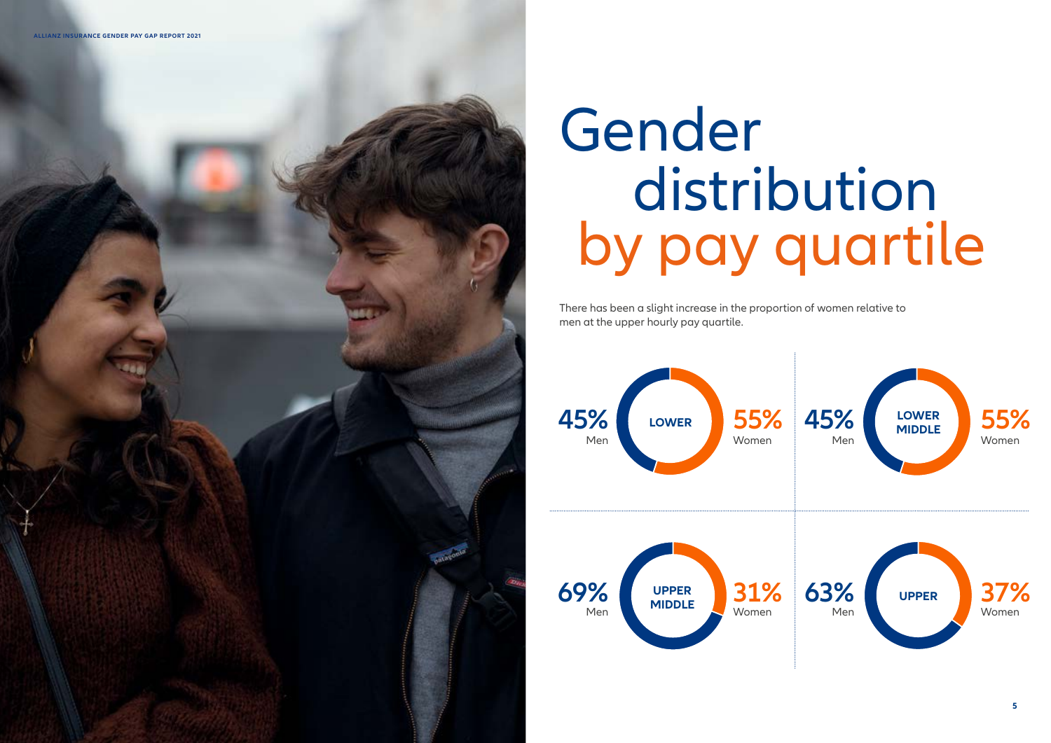# Gender distribution by pay quartile

There has been a slight increase in the proportion of women relative to men at the upper hourly pay quartile.

| Quartile | Men | Women |
| --- | --- | --- |
| LOWER | 45% | 55% |
| LOWER MIDDLE | 45% | 55% |
| UPPER MIDDLE | 69% | 31% |
| UPPER | 63% | 37% |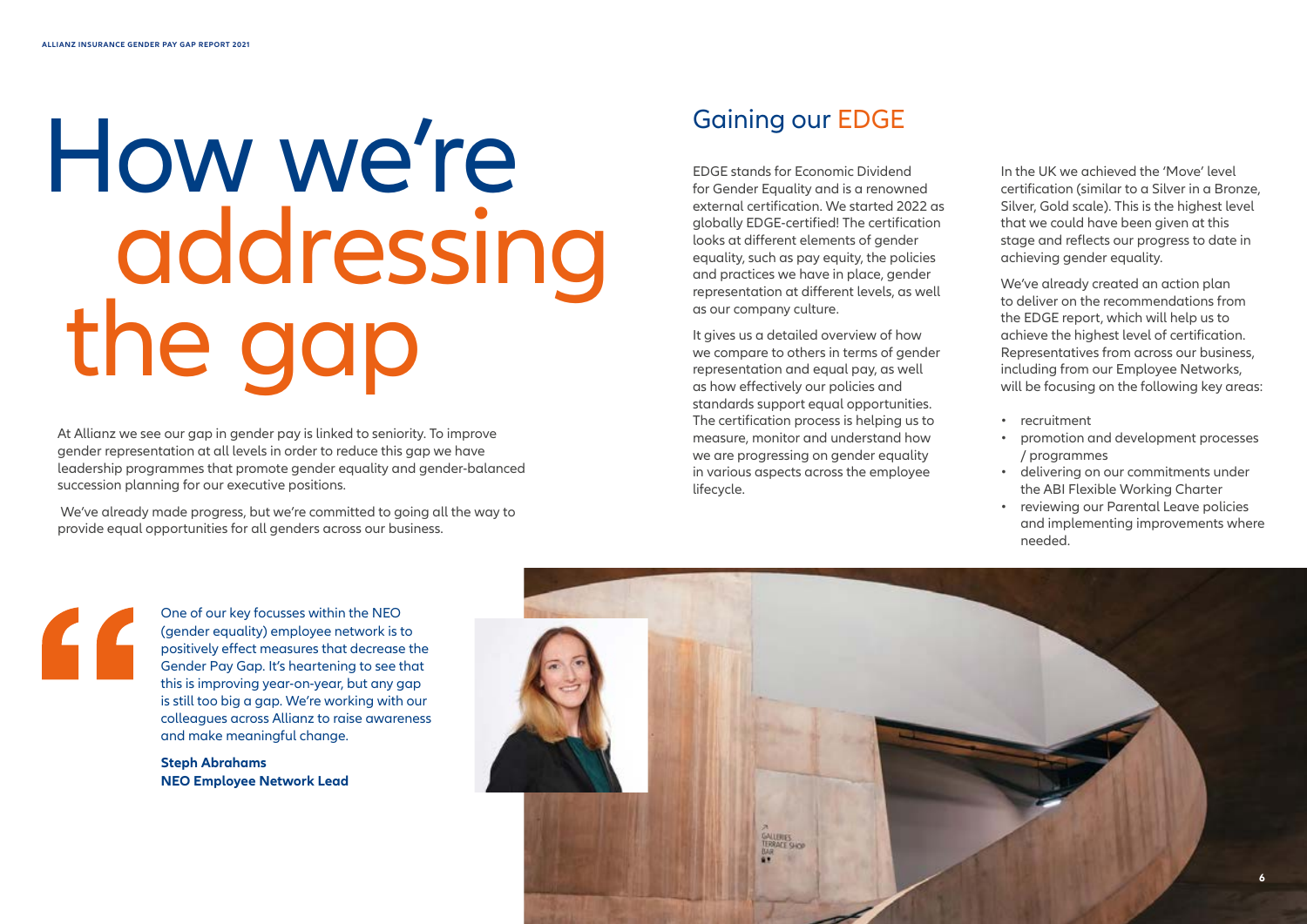# How we're addressing the gap

At Allianz we see our gap in gender pay is linked to seniority. To improve gender representation at all levels in order to reduce this gap we have leadership programmes that promote gender equality and gender-balanced succession planning for our executive positions.

We've already made progress, but we're committed to going all the way to provide equal opportunities for all genders across our business.

> One of our key focusses within the NEO (gender equality) employee network is to positively effect measures that decrease the Gender Pay Gap. It's heartening to see that this is improving year-on-year, but any gap is still too big a gap. We're working with our colleagues across Allianz to raise awareness and make meaningful change.
>
> **Steph Abrahams**
> **NEO Employee Network Lead**

## Gaining our EDGE

EDGE stands for Economic Dividend for Gender Equality and is a renowned external certification. We started 2022 as globally EDGE-certified! The certification looks at different elements of gender equality, such as pay equity, the policies and practices we have in place, gender representation at different levels, as well as our company culture.

It gives us a detailed overview of how we compare to others in terms of gender representation and equal pay, as well as how effectively our policies and standards support equal opportunities. The certification process is helping us to measure, monitor and understand how we are progressing on gender equality in various aspects across the employee lifecycle.

In the UK we achieved the 'Move' level certification (similar to a Silver in a Bronze, Silver, Gold scale). This is the highest level that we could have been given at this stage and reflects our progress to date in achieving gender equality.

We've already created an action plan to deliver on the recommendations from the EDGE report, which will help us to achieve the highest level of certification. Representatives from across our business, including from our Employee Networks, will be focusing on the following key areas:

- recruitment
- promotion and development processes / programmes
- delivering on our commitments under the ABI Flexible Working Charter
- reviewing our Parental Leave policies and implementing improvements where needed.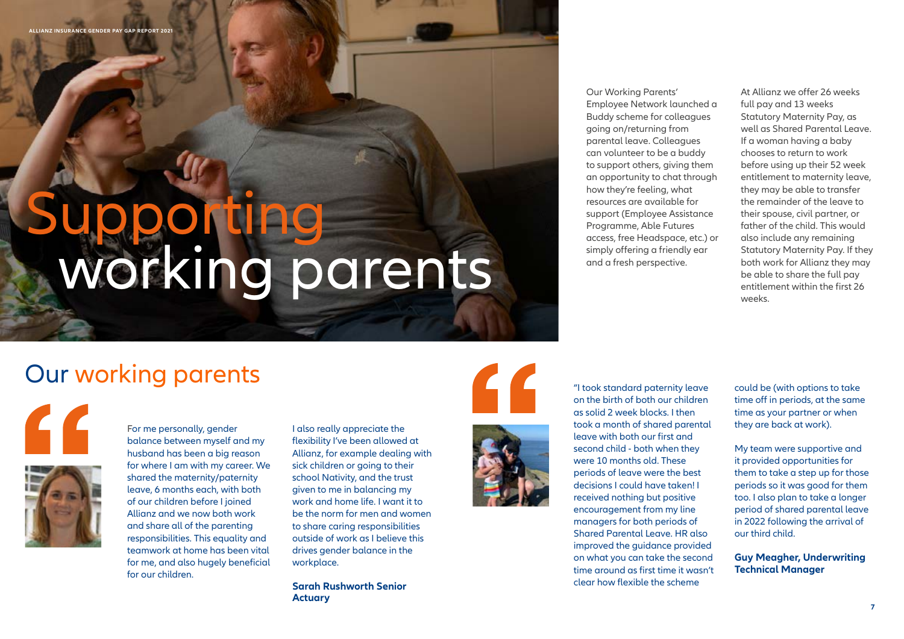# Supporting working parents

Our Working Parents' Employee Network launched a Buddy scheme for colleagues going on/returning from parental leave. Colleagues can volunteer to be a buddy to support others, giving them an opportunity to chat through how they're feeling, what resources are available for support (Employee Assistance Programme, Able Futures access, free Headspace, etc.) or simply offering a friendly ear and a fresh perspective.

At Allianz we offer 26 weeks full pay and 13 weeks Statutory Maternity Pay, as well as Shared Parental Leave. If a woman having a baby chooses to return to work before using up their 52 week entitlement to maternity leave, they may be able to transfer the remainder of the leave to their spouse, civil partner, or father of the child. This would also include any remaining Statutory Maternity Pay. If they both work for Allianz they may be able to share the full pay entitlement within the first 26 weeks.

## Our working parents

For me personally, gender balance between myself and my husband has been a big reason for where I am with my career. We shared the maternity/paternity leave, 6 months each, with both of our children before I joined Allianz and we now both work and share all of the parenting responsibilities. This equality and teamwork at home has been vital for me, and also hugely beneficial for our children.

I also really appreciate the flexibility I've been allowed at Allianz, for example dealing with sick children or going to their school Nativity, and the trust given to me in balancing my work and home life. I want it to be the norm for men and women to share caring responsibilities outside of work as I believe this drives gender balance in the workplace.

**Sarah Rushworth Senior Actuary**

"I took standard paternity leave on the birth of both our children as solid 2 week blocks. I then took a month of shared parental leave with both our first and second child - both when they were 10 months old. These periods of leave were the best decisions I could have taken! I received nothing but positive encouragement from my line managers for both periods of Shared Parental Leave. HR also improved the guidance provided on what you can take the second time around as first time it wasn't clear how flexible the scheme could be (with options to take time off in periods, at the same time as your partner or when they are back at work).

My team were supportive and it provided opportunities for them to take a step up for those periods so it was good for them too. I also plan to take a longer period of shared parental leave in 2022 following the arrival of our third child.

**Guy Meagher, Underwriting Technical Manager**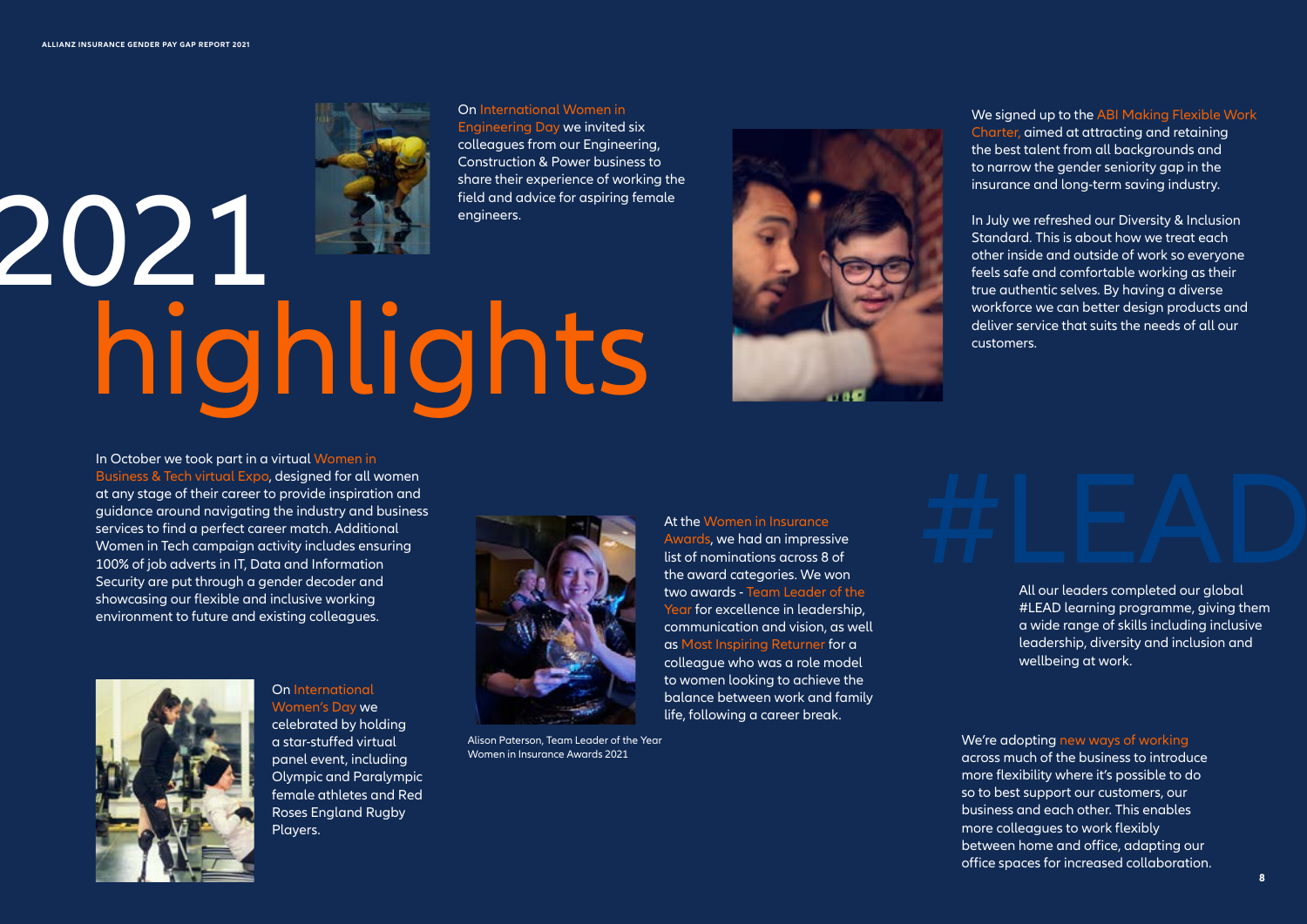# 2021 highlights

On International Women in Engineering Day we invited six colleagues from our Engineering, Construction & Power business to share their experience of working the field and advice for aspiring female engineers.

We signed up to the ABI Making Flexible Work Charter, aimed at attracting and retaining the best talent from all backgrounds and to narrow the gender seniority gap in the insurance and long-term saving industry.

In July we refreshed our Diversity & Inclusion Standard. This is about how we treat each other inside and outside of work so everyone feels safe and comfortable working as their true authentic selves. By having a diverse workforce we can better design products and deliver service that suits the needs of all our customers.

In October we took part in a virtual Women in Business & Tech virtual Expo, designed for all women at any stage of their career to provide inspiration and guidance around navigating the industry and business services to find a perfect career match. Additional Women in Tech campaign activity includes ensuring 100% of job adverts in IT, Data and Information Security are put through a gender decoder and showcasing our flexible and inclusive working environment to future and existing colleagues.

On International Women's Day we celebrated by holding a star-stuffed virtual panel event, including Olympic and Paralympic female athletes and Red Roses England Rugby Players.

At the Women in Insurance Awards, we had an impressive list of nominations across 8 of the award categories. We won two awards - Team Leader of the Year for excellence in leadership, communication and vision, as well as Most Inspiring Returner for a colleague who was a role model to women looking to achieve the balance between work and family life, following a career break.

Alison Paterson, Team Leader of the Year Women in Insurance Awards 2021

## #LEAD

All our leaders completed our global #LEAD learning programme, giving them a wide range of skills including inclusive leadership, diversity and inclusion and wellbeing at work.

We're adopting new ways of working across much of the business to introduce more flexibility where it's possible to do so to best support our customers, our business and each other. This enables more colleagues to work flexibly between home and office, adapting our office spaces for increased collaboration.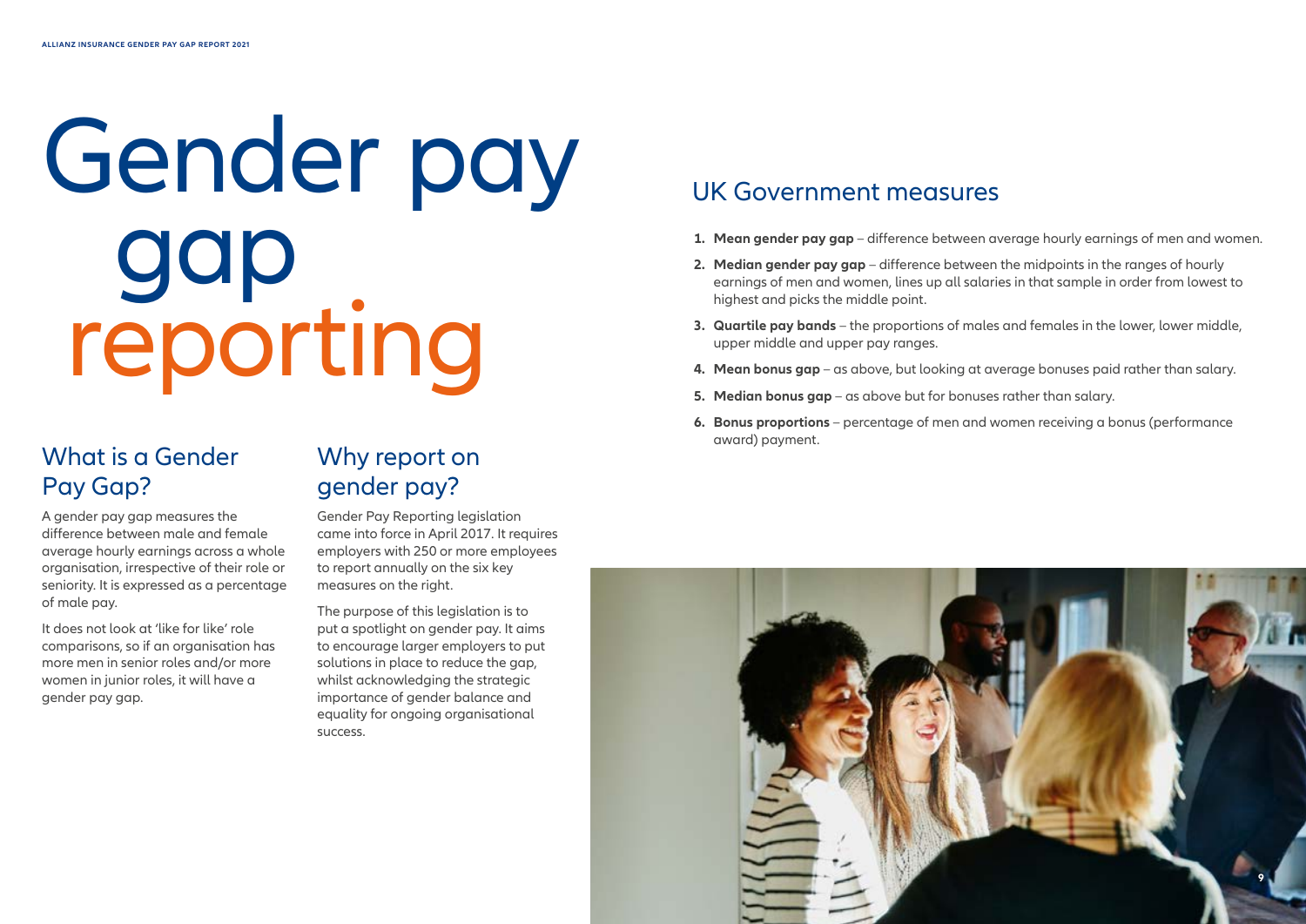# Gender pay gap reporting

## What is a Gender Pay Gap?

A gender pay gap measures the difference between male and female average hourly earnings across a whole organisation, irrespective of their role or seniority. It is expressed as a percentage of male pay.

It does not look at 'like for like' role comparisons, so if an organisation has more men in senior roles and/or more women in junior roles, it will have a gender pay gap.

## Why report on gender pay?

Gender Pay Reporting legislation came into force in April 2017. It requires employers with 250 or more employees to report annually on the six key measures on the right.

The purpose of this legislation is to put a spotlight on gender pay. It aims to encourage larger employers to put solutions in place to reduce the gap, whilst acknowledging the strategic importance of gender balance and equality for ongoing organisational success.

## UK Government measures

1. **Mean gender pay gap** – difference between average hourly earnings of men and women.
2. **Median gender pay gap** – difference between the midpoints in the ranges of hourly earnings of men and women, lines up all salaries in that sample in order from lowest to highest and picks the middle point.
3. **Quartile pay bands** – the proportions of males and females in the lower, lower middle, upper middle and upper pay ranges.
4. **Mean bonus gap** – as above, but looking at average bonuses paid rather than salary.
5. **Median bonus gap** – as above but for bonuses rather than salary.
6. **Bonus proportions** – percentage of men and women receiving a bonus (performance award) payment.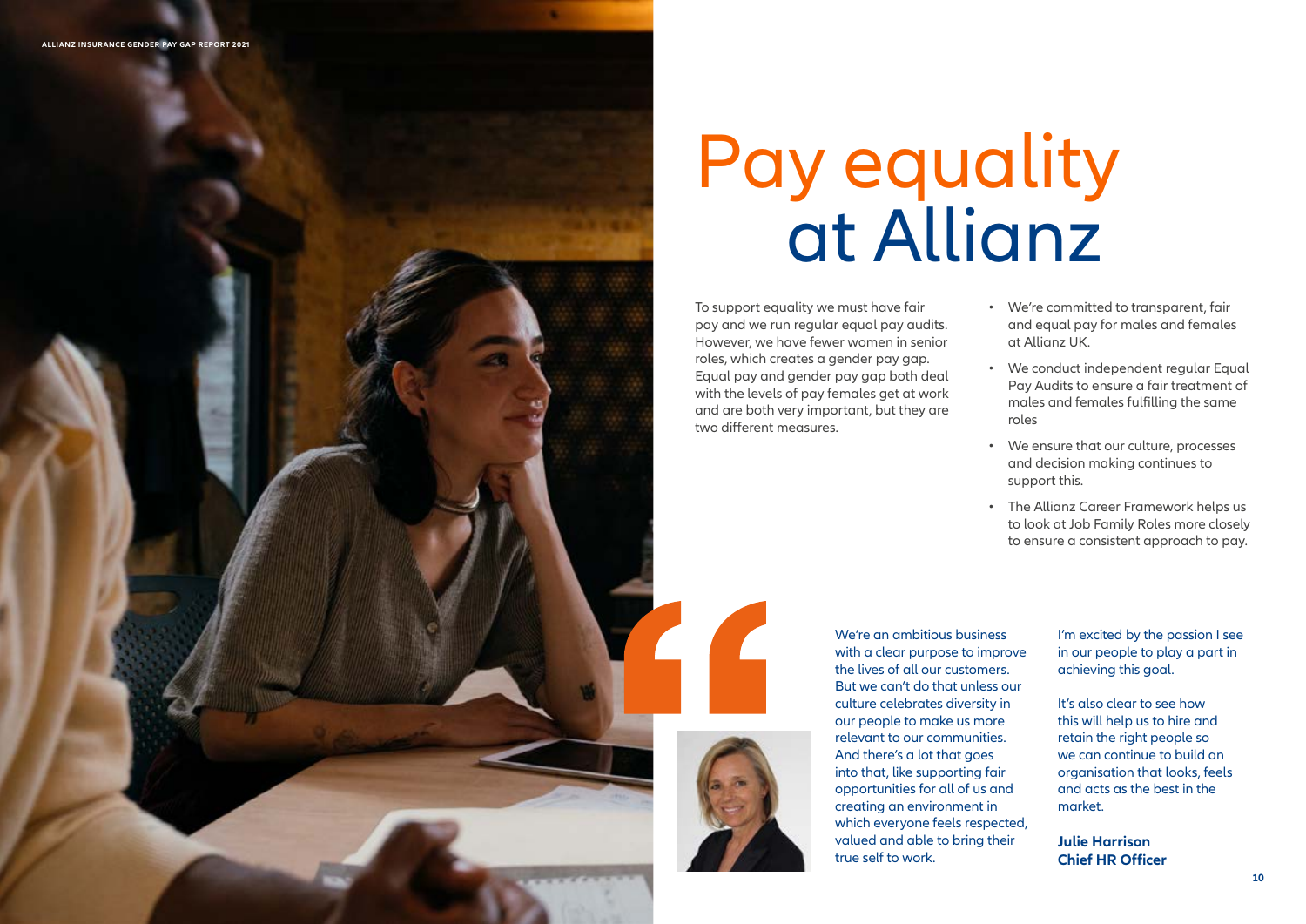# Pay equality at Allianz

To support equality we must have fair pay and we run regular equal pay audits. However, we have fewer women in senior roles, which creates a gender pay gap. Equal pay and gender pay gap both deal with the levels of pay females get at work and are both very important, but they are two different measures.

- We're committed to transparent, fair and equal pay for males and females at Allianz UK.
- We conduct independent regular Equal Pay Audits to ensure a fair treatment of males and females fulfilling the same roles
- We ensure that our culture, processes and decision making continues to support this.
- The Allianz Career Framework helps us to look at Job Family Roles more closely to ensure a consistent approach to pay.

We're an ambitious business with a clear purpose to improve the lives of all our customers. But we can't do that unless our culture celebrates diversity in our people to make us more relevant to our communities. And there's a lot that goes into that, like supporting fair opportunities for all of us and creating an environment in which everyone feels respected, valued and able to bring their true self to work.

I'm excited by the passion I see in our people to play a part in achieving this goal.

It's also clear to see how this will help us to hire and retain the right people so we can continue to build an organisation that looks, feels and acts as the best in the market.

**Julie Harrison**
**Chief HR Officer**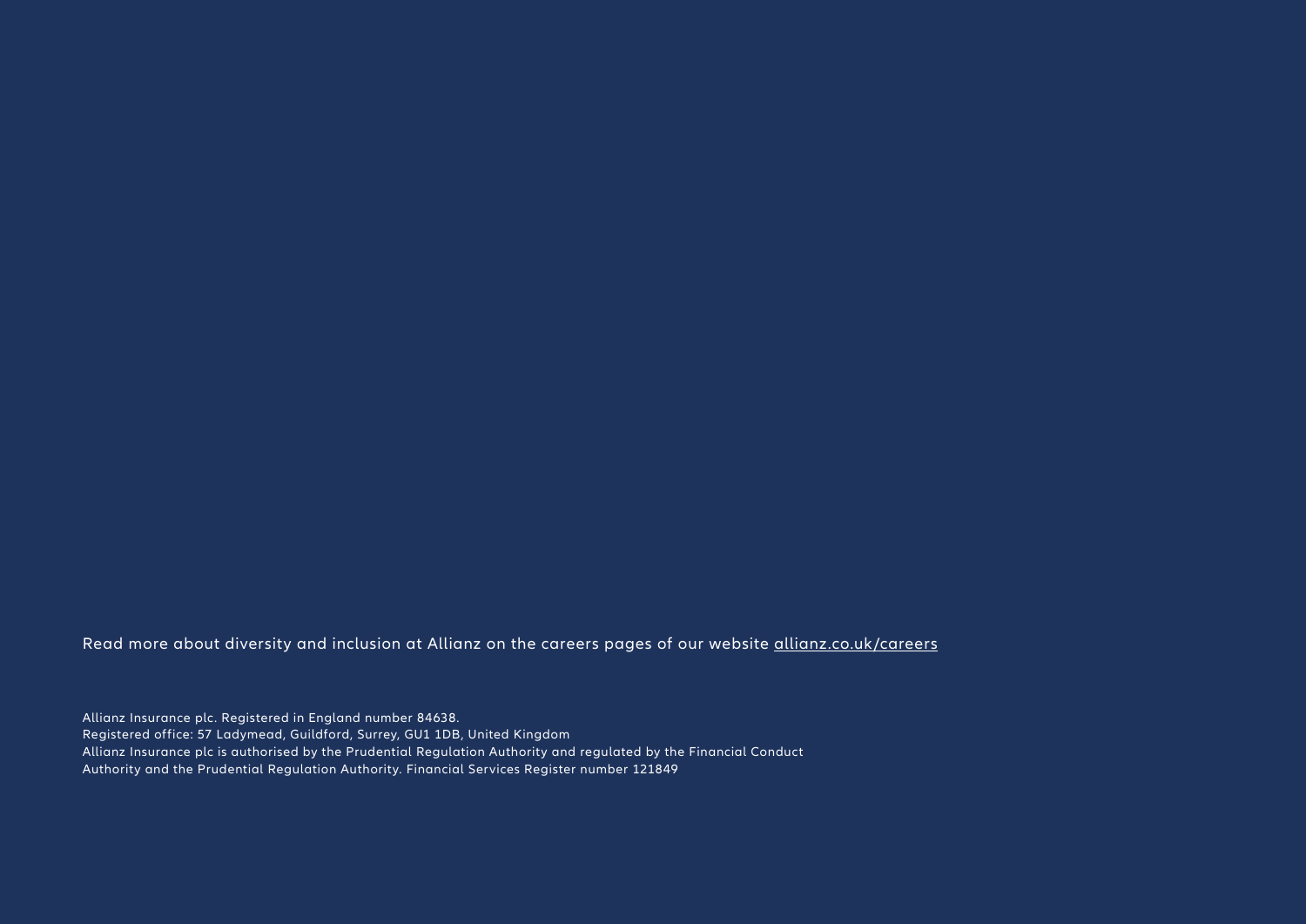Read more about diversity and inclusion at Allianz on the careers pages of our website allianz.co.uk/careers

Allianz Insurance plc. Registered in England number 84638.
Registered office: 57 Ladymead, Guildford, Surrey, GU1 1DB, United Kingdom
Allianz Insurance plc is authorised by the Prudential Regulation Authority and regulated by the Financial Conduct Authority and the Prudential Regulation Authority. Financial Services Register number 121849